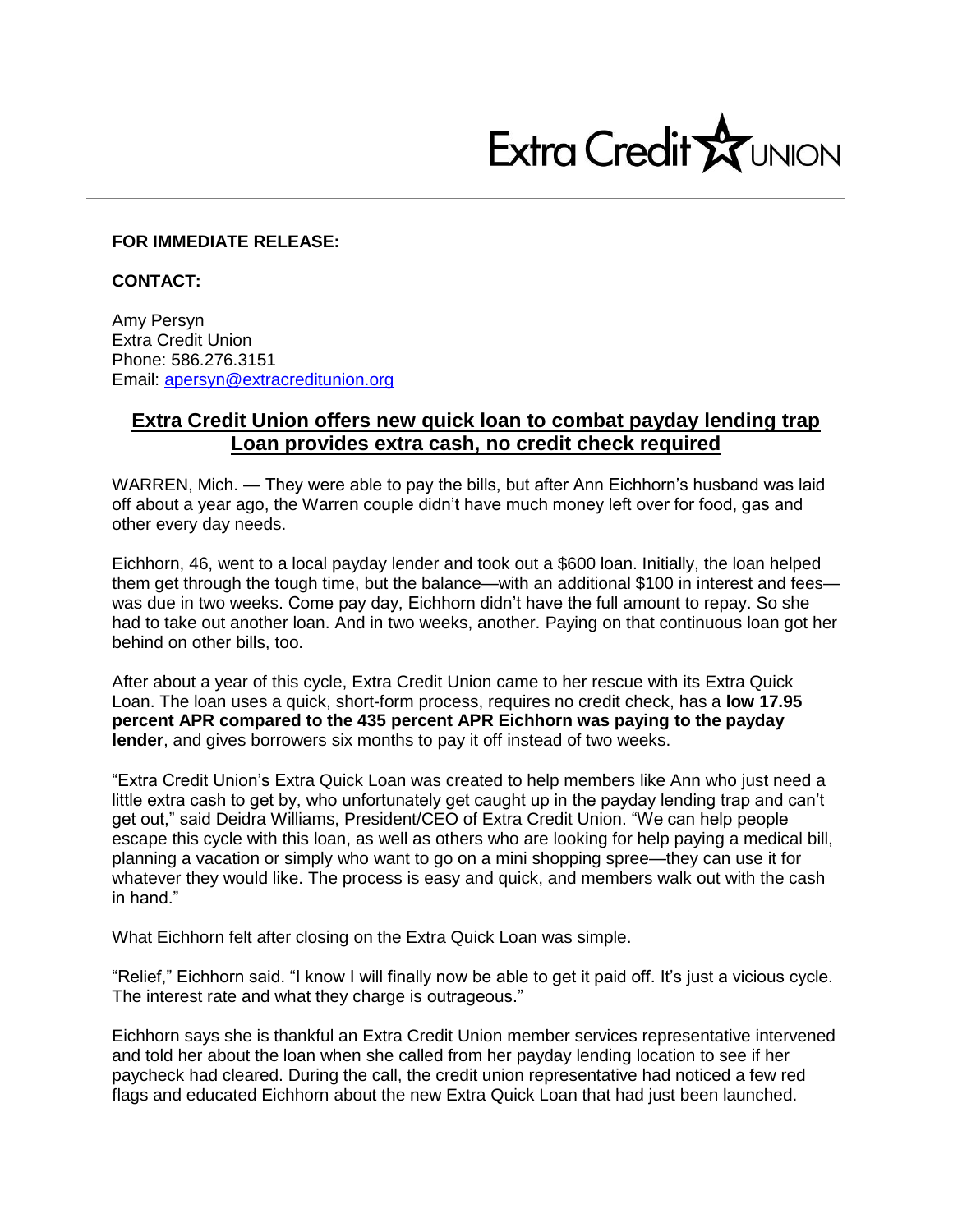Extra Credit UNION

**FOR IMMEDIATE RELEASE:**

**CONTACT:**

Amy Persyn
Extra Credit Union
Phone: 586.276.3151
Email: apersyn@extracreditunion.org

## Extra Credit Union offers new quick loan to combat payday lending trap
## Loan provides extra cash, no credit check required

WARREN, Mich. — They were able to pay the bills, but after Ann Eichhorn's husband was laid off about a year ago, the Warren couple didn't have much money left over for food, gas and other every day needs.

Eichhorn, 46, went to a local payday lender and took out a $600 loan. Initially, the loan helped them get through the tough time, but the balance—with an additional $100 in interest and fees—was due in two weeks. Come pay day, Eichhorn didn't have the full amount to repay. So she had to take out another loan. And in two weeks, another. Paying on that continuous loan got her behind on other bills, too.

After about a year of this cycle, Extra Credit Union came to her rescue with its Extra Quick Loan. The loan uses a quick, short-form process, requires no credit check, has a **low 17.95 percent APR compared to the 435 percent APR Eichhorn was paying to the payday lender**, and gives borrowers six months to pay it off instead of two weeks.

"Extra Credit Union's Extra Quick Loan was created to help members like Ann who just need a little extra cash to get by, who unfortunately get caught up in the payday lending trap and can't get out," said Deidra Williams, President/CEO of Extra Credit Union. "We can help people escape this cycle with this loan, as well as others who are looking for help paying a medical bill, planning a vacation or simply who want to go on a mini shopping spree—they can use it for whatever they would like. The process is easy and quick, and members walk out with the cash in hand."

What Eichhorn felt after closing on the Extra Quick Loan was simple.

"Relief," Eichhorn said. "I know I will finally now be able to get it paid off. It's just a vicious cycle. The interest rate and what they charge is outrageous."

Eichhorn says she is thankful an Extra Credit Union member services representative intervened and told her about the loan when she called from her payday lending location to see if her paycheck had cleared. During the call, the credit union representative had noticed a few red flags and educated Eichhorn about the new Extra Quick Loan that had just been launched.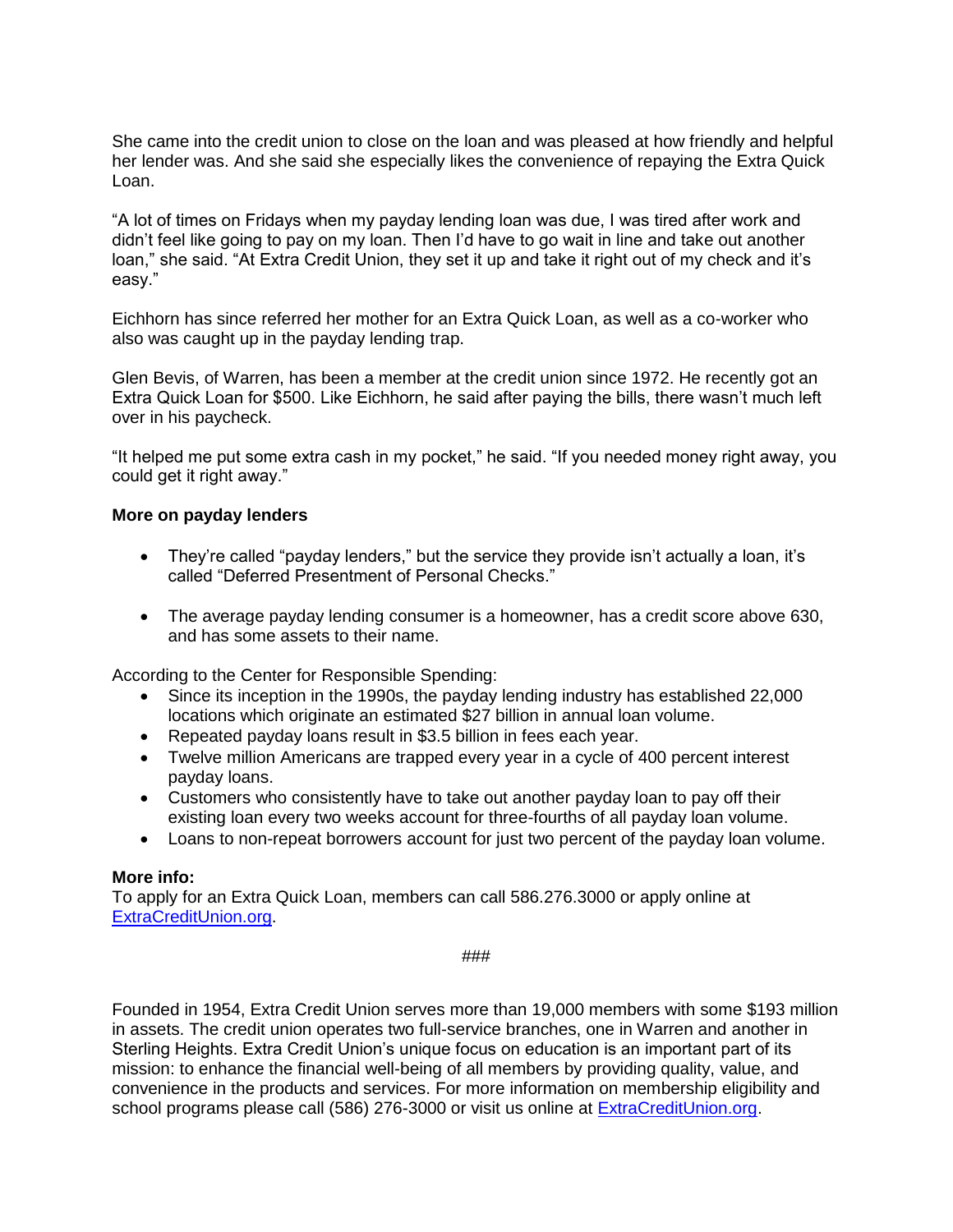She came into the credit union to close on the loan and was pleased at how friendly and helpful her lender was. And she said she especially likes the convenience of repaying the Extra Quick Loan.

"A lot of times on Fridays when my payday lending loan was due, I was tired after work and didn't feel like going to pay on my loan. Then I'd have to go wait in line and take out another loan," she said. "At Extra Credit Union, they set it up and take it right out of my check and it's easy."

Eichhorn has since referred her mother for an Extra Quick Loan, as well as a co-worker who also was caught up in the payday lending trap.

Glen Bevis, of Warren, has been a member at the credit union since 1972. He recently got an Extra Quick Loan for $500. Like Eichhorn, he said after paying the bills, there wasn't much left over in his paycheck.

"It helped me put some extra cash in my pocket," he said. "If you needed money right away, you could get it right away."

**More on payday lenders**

- They're called "payday lenders," but the service they provide isn't actually a loan, it's called "Deferred Presentment of Personal Checks."
- The average payday lending consumer is a homeowner, has a credit score above 630, and has some assets to their name.

According to the Center for Responsible Spending:

- Since its inception in the 1990s, the payday lending industry has established 22,000 locations which originate an estimated $27 billion in annual loan volume.
- Repeated payday loans result in $3.5 billion in fees each year.
- Twelve million Americans are trapped every year in a cycle of 400 percent interest payday loans.
- Customers who consistently have to take out another payday loan to pay off their existing loan every two weeks account for three-fourths of all payday loan volume.
- Loans to non-repeat borrowers account for just two percent of the payday loan volume.

**More info:**
To apply for an Extra Quick Loan, members can call 586.276.3000 or apply online at ExtraCreditUnion.org.

###

Founded in 1954, Extra Credit Union serves more than 19,000 members with some $193 million in assets. The credit union operates two full-service branches, one in Warren and another in Sterling Heights. Extra Credit Union's unique focus on education is an important part of its mission: to enhance the financial well-being of all members by providing quality, value, and convenience in the products and services. For more information on membership eligibility and school programs please call (586) 276-3000 or visit us online at ExtraCreditUnion.org.